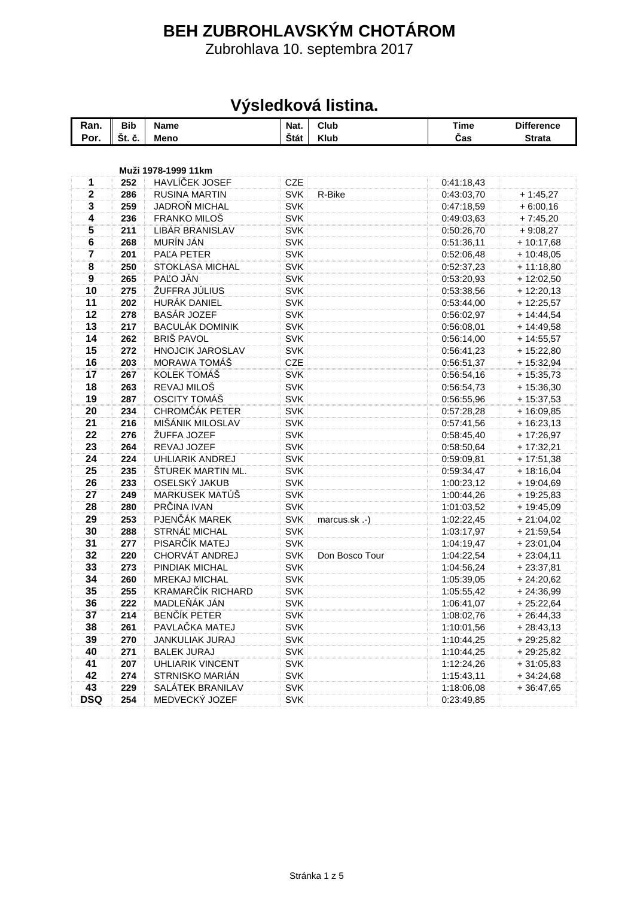# BEH ZUBROHLAVSKÝM CHOTÁROM

Zubrohlava 10. septembra 2017

## Výsledková listina.

| Ran. Por. | Bib Št. č. | Name Meno | Nat. Štát | Club Klub | Time Čas | Difference Strata |
|---|---|---|---|---|---|---|
| | | **Muži 1978-1999 11km** | | | | |
| 1 | 252 | HAVLÍČEK JOSEF | CZE | | 0:41:18,43 | |
| 2 | 286 | RUSINA MARTIN | SVK | R-Bike | 0:43:03,70 | + 1:45,27 |
| 3 | 259 | JADROŇ MICHAL | SVK | | 0:47:18,59 | + 6:00,16 |
| 4 | 236 | FRANKO MILOŠ | SVK | | 0:49:03,63 | + 7:45,20 |
| 5 | 211 | LIBÁR BRANISLAV | SVK | | 0:50:26,70 | + 9:08,27 |
| 6 | 268 | MURÍN JÁN | SVK | | 0:51:36,11 | + 10:17,68 |
| 7 | 201 | PAĽA PETER | SVK | | 0:52:06,48 | + 10:48,05 |
| 8 | 250 | STOKLASA MICHAL | SVK | | 0:52:37,23 | + 11:18,80 |
| 9 | 265 | PAĽO JÁN | SVK | | 0:53:20,93 | + 12:02,50 |
| 10 | 275 | ŽUFFRA JÚLIUS | SVK | | 0:53:38,56 | + 12:20,13 |
| 11 | 202 | HURÁK DANIEL | SVK | | 0:53:44,00 | + 12:25,57 |
| 12 | 278 | BASÁR JOZEF | SVK | | 0:56:02,97 | + 14:44,54 |
| 13 | 217 | BACULÁK DOMINIK | SVK | | 0:56:08,01 | + 14:49,58 |
| 14 | 262 | BRIŠ PAVOL | SVK | | 0:56:14,00 | + 14:55,57 |
| 15 | 272 | HNOJCIK JAROSLAV | SVK | | 0:56:41,23 | + 15:22,80 |
| 16 | 203 | MORAWA TOMÁŠ | CZE | | 0:56:51,37 | + 15:32,94 |
| 17 | 267 | KOLEK TOMÁŠ | SVK | | 0:56:54,16 | + 15:35,73 |
| 18 | 263 | REVAJ MILOŠ | SVK | | 0:56:54,73 | + 15:36,30 |
| 19 | 287 | OSCITY TOMÁŠ | SVK | | 0:56:55,96 | + 15:37,53 |
| 20 | 234 | CHROMČÁK PETER | SVK | | 0:57:28,28 | + 16:09,85 |
| 21 | 216 | MIŠÁNIK MILOSLAV | SVK | | 0:57:41,56 | + 16:23,13 |
| 22 | 276 | ŽUFFA JOZEF | SVK | | 0:58:45,40 | + 17:26,97 |
| 23 | 264 | REVAJ JOZEF | SVK | | 0:58:50,64 | + 17:32,21 |
| 24 | 224 | UHLIARIK ANDREJ | SVK | | 0:59:09,81 | + 17:51,38 |
| 25 | 235 | ŠTUREK MARTIN ML. | SVK | | 0:59:34,47 | + 18:16,04 |
| 26 | 233 | OSELSKÝ JAKUB | SVK | | 1:00:23,12 | + 19:04,69 |
| 27 | 249 | MARKUSEK MATÚŠ | SVK | | 1:00:44,26 | + 19:25,83 |
| 28 | 280 | PRČINA IVAN | SVK | | 1:01:03,52 | + 19:45,09 |
| 29 | 253 | PJENČÁK MAREK | SVK | marcus.sk .-) | 1:02:22,45 | + 21:04,02 |
| 30 | 288 | STRNÁĽ MICHAL | SVK | | 1:03:17,97 | + 21:59,54 |
| 31 | 277 | PISARČÍK MATEJ | SVK | | 1:04:19,47 | + 23:01,04 |
| 32 | 220 | CHORVÁT ANDREJ | SVK | Don Bosco Tour | 1:04:22,54 | + 23:04,11 |
| 33 | 273 | PINDIAK MICHAL | SVK | | 1:04:56,24 | + 23:37,81 |
| 34 | 260 | MREKAJ MICHAL | SVK | | 1:05:39,05 | + 24:20,62 |
| 35 | 255 | KRAMARČÍK RICHARD | SVK | | 1:05:55,42 | + 24:36,99 |
| 36 | 222 | MADLEŇÁK JÁN | SVK | | 1:06:41,07 | + 25:22,64 |
| 37 | 214 | BENČÍK PETER | SVK | | 1:08:02,76 | + 26:44,33 |
| 38 | 261 | PAVLAČKA MATEJ | SVK | | 1:10:01,56 | + 28:43,13 |
| 39 | 270 | JANKULIAK JURAJ | SVK | | 1:10:44,25 | + 29:25,82 |
| 40 | 271 | BALEK JURAJ | SVK | | 1:10:44,25 | + 29:25,82 |
| 41 | 207 | UHLIARIK VINCENT | SVK | | 1:12:24,26 | + 31:05,83 |
| 42 | 274 | STRNISKO MARIÁN | SVK | | 1:15:43,11 | + 34:24,68 |
| 43 | 229 | SALÁTEK BRANILAV | SVK | | 1:18:06,08 | + 36:47,65 |
| DSQ | 254 | MEDVECKÝ JOZEF | SVK | | 0:23:49,85 | |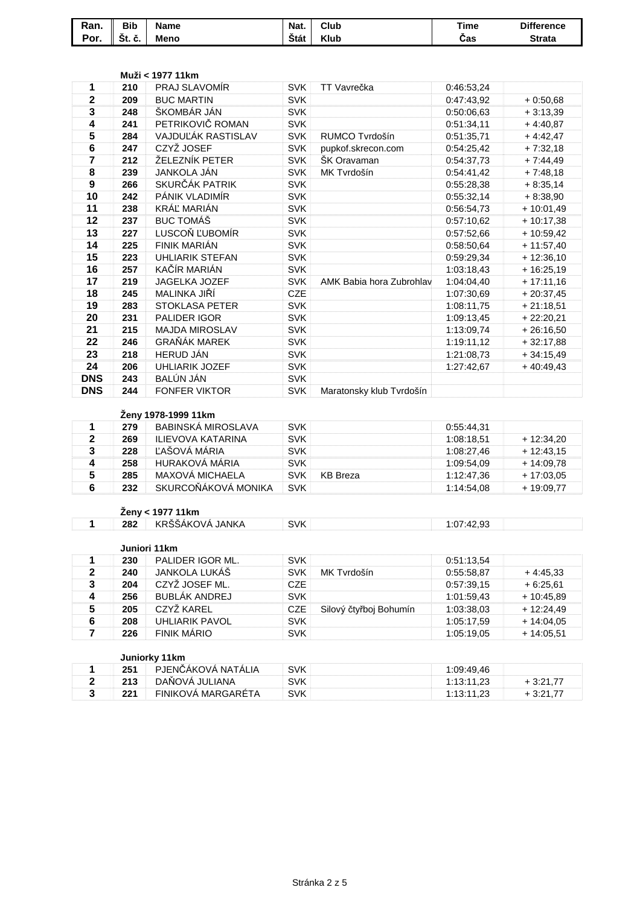| Ran. Por. | Bib Št. č. | Name Meno | Nat. Štát | Club Klub | Time Čas | Difference Strata |
|---|---|---|---|---|---|---|
| | | **Muži < 1977 11km** | | | | |
| 1 | 210 | PRAJ SLAVOMÍR | SVK | TT Vavrečka | 0:46:53,24 | |
| 2 | 209 | BUC MARTIN | SVK | | 0:47:43,92 | + 0:50,68 |
| 3 | 248 | ŠKOMBÁR JÁN | SVK | | 0:50:06,63 | + 3:13,39 |
| 4 | 241 | PETRIKOVIČ ROMAN | SVK | | 0:51:34,11 | + 4:40,87 |
| 5 | 284 | VAJDUĽÁK RASTISLAV | SVK | RUMCO Tvrdošín | 0:51:35,71 | + 4:42,47 |
| 6 | 247 | CZYŽ JOSEF | SVK | pupkof.skrecon.com | 0:54:25,42 | + 7:32,18 |
| 7 | 212 | ŽELEZNÍK PETER | SVK | ŠK Oravaman | 0:54:37,73 | + 7:44,49 |
| 8 | 239 | JANKOLA JÁN | SVK | MK Tvrdošín | 0:54:41,42 | + 7:48,18 |
| 9 | 266 | SKURČÁK PATRIK | SVK | | 0:55:28,38 | + 8:35,14 |
| 10 | 242 | PÁNIK VLADIMÍR | SVK | | 0:55:32,14 | + 8:38,90 |
| 11 | 238 | KRÁĽ MARIÁN | SVK | | 0:56:54,73 | + 10:01,49 |
| 12 | 237 | BUC TOMÁŠ | SVK | | 0:57:10,62 | + 10:17,38 |
| 13 | 227 | LUSCOŇ ĽUBOMÍR | SVK | | 0:57:52,66 | + 10:59,42 |
| 14 | 225 | FINIK MARIÁN | SVK | | 0:58:50,64 | + 11:57,40 |
| 15 | 223 | UHLIARIK STEFAN | SVK | | 0:59:29,34 | + 12:36,10 |
| 16 | 257 | KAČÍR MARIÁN | SVK | | 1:03:18,43 | + 16:25,19 |
| 17 | 219 | JAGELKA JOZEF | SVK | AMK Babia hora Zubrohlav | 1:04:04,40 | + 17:11,16 |
| 18 | 245 | MALINKA JIŘÍ | CZE | | 1:07:30,69 | + 20:37,45 |
| 19 | 283 | STOKLASA PETER | SVK | | 1:08:11,75 | + 21:18,51 |
| 20 | 231 | PALIDER IGOR | SVK | | 1:09:13,45 | + 22:20,21 |
| 21 | 215 | MAJDA MIROSLAV | SVK | | 1:13:09,74 | + 26:16,50 |
| 22 | 246 | GRAŇÁK MAREK | SVK | | 1:19:11,12 | + 32:17,88 |
| 23 | 218 | HERUD JÁN | SVK | | 1:21:08,73 | + 34:15,49 |
| 24 | 206 | UHLIARIK JOZEF | SVK | | 1:27:42,67 | + 40:49,43 |
| DNS | 243 | BALÚN JÁN | SVK | | | |
| DNS | 244 | FONFER VIKTOR | SVK | Maratonsky klub Tvrdošín | | |
| | | **Ženy 1978-1999 11km** | | | | |
| 1 | 279 | BABINSKÁ MIROSLAVA | SVK | | 0:55:44,31 | |
| 2 | 269 | ILIEVOVA KATARINA | SVK | | 1:08:18,51 | + 12:34,20 |
| 3 | 228 | ĽAŠOVÁ MÁRIA | SVK | | 1:08:27,46 | + 12:43,15 |
| 4 | 258 | HURAKOVÁ MÁRIA | SVK | | 1:09:54,09 | + 14:09,78 |
| 5 | 285 | MAXOVÁ MICHAELA | SVK | KB Breza | 1:12:47,36 | + 17:03,05 |
| 6 | 232 | SKURCOŇÁKOVÁ MONIKA | SVK | | 1:14:54,08 | + 19:09,77 |
| | | **Ženy < 1977 11km** | | | | |
| 1 | 282 | KRŠŠÁKOVÁ JANKA | SVK | | 1:07:42,93 | |
| | | **Juniori 11km** | | | | |
| 1 | 230 | PALIDER IGOR ML. | SVK | | 0:51:13,54 | |
| 2 | 240 | JANKOLA LUKÁŠ | SVK | MK Tvrdošín | 0:55:58,87 | + 4:45,33 |
| 3 | 204 | CZYŽ JOSEF ML. | CZE | | 0:57:39,15 | + 6:25,61 |
| 4 | 256 | BUBLÁK ANDREJ | SVK | | 1:01:59,43 | + 10:45,89 |
| 5 | 205 | CZYŽ KAREL | CZE | Silový čtyřboj Bohumín | 1:03:38,03 | + 12:24,49 |
| 6 | 208 | UHLIARIK PAVOL | SVK | | 1:05:17,59 | + 14:04,05 |
| 7 | 226 | FINIK MÁRIO | SVK | | 1:05:19,05 | + 14:05,51 |
| | | **Juniorky 11km** | | | | |
| 1 | 251 | PJENČÁKOVÁ NATÁLIA | SVK | | 1:09:49,46 | |
| 2 | 213 | DAŇOVÁ JULIANA | SVK | | 1:13:11,23 | + 3:21,77 |
| 3 | 221 | FINIKOVÁ MARGARÉTA | SVK | | 1:13:11,23 | + 3:21,77 |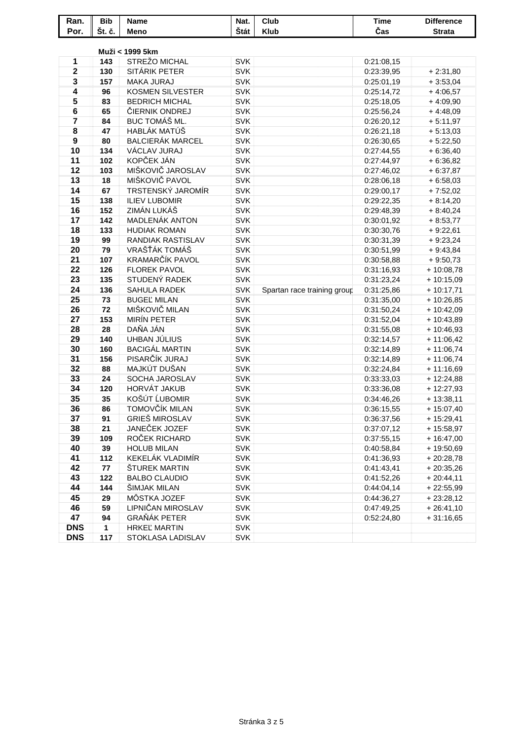| Ran. Por. | Bib Št. č. | Name Meno | Nat. Štát | Club Klub | Time Čas | Difference Strata |
|---|---|---|---|---|---|---|
| | | **Muži < 1999 5km** | | | | |
| 1 | 143 | STREŽO MICHAL | SVK | | 0:21:08,15 | |
| 2 | 130 | SITÁRIK PETER | SVK | | 0:23:39,95 | + 2:31,80 |
| 3 | 157 | MAKA JURAJ | SVK | | 0:25:01,19 | + 3:53,04 |
| 4 | 96 | KOSMEN SILVESTER | SVK | | 0:25:14,72 | + 4:06,57 |
| 5 | 83 | BEDRICH MICHAL | SVK | | 0:25:18,05 | + 4:09,90 |
| 6 | 65 | ČIERNIK ONDREJ | SVK | | 0:25:56,24 | + 4:48,09 |
| 7 | 84 | BUC TOMÁŠ ML. | SVK | | 0:26:20,12 | + 5:11,97 |
| 8 | 47 | HABLÁK MATÚŠ | SVK | | 0:26:21,18 | + 5:13,03 |
| 9 | 80 | BALCIERÁK MARCEL | SVK | | 0:26:30,65 | + 5:22,50 |
| 10 | 134 | VÁCLAV JURAJ | SVK | | 0:27:44,55 | + 6:36,40 |
| 11 | 102 | KOPČEK JÁN | SVK | | 0:27:44,97 | + 6:36,82 |
| 12 | 103 | MIŠKOVIČ JAROSLAV | SVK | | 0:27:46,02 | + 6:37,87 |
| 13 | 18 | MIŠKOVIČ PAVOL | SVK | | 0:28:06,18 | + 6:58,03 |
| 14 | 67 | TRSTENSKÝ JAROMÍR | SVK | | 0:29:00,17 | + 7:52,02 |
| 15 | 138 | ILIEV LUBOMIR | SVK | | 0:29:22,35 | + 8:14,20 |
| 16 | 152 | ZIMÁN LUKÁŠ | SVK | | 0:29:48,39 | + 8:40,24 |
| 17 | 142 | MADLENÁK ANTON | SVK | | 0:30:01,92 | + 8:53,77 |
| 18 | 133 | HUDIAK ROMAN | SVK | | 0:30:30,76 | + 9:22,61 |
| 19 | 99 | RANDIAK RASTISLAV | SVK | | 0:30:31,39 | + 9:23,24 |
| 20 | 79 | VRAŠŤÁK TOMÁŠ | SVK | | 0:30:51,99 | + 9:43,84 |
| 21 | 107 | KRAMARČÍK PAVOL | SVK | | 0:30:58,88 | + 9:50,73 |
| 22 | 126 | FLOREK PAVOL | SVK | | 0:31:16,93 | + 10:08,78 |
| 23 | 135 | STUDENÝ RADEK | SVK | | 0:31:23,24 | + 10:15,09 |
| 24 | 136 | SAHULA RADEK | SVK | Spartan race training group | 0:31:25,86 | + 10:17,71 |
| 25 | 73 | BUGEĽ MILAN | SVK | | 0:31:35,00 | + 10:26,85 |
| 26 | 72 | MIŠKOVIČ MILAN | SVK | | 0:31:50,24 | + 10:42,09 |
| 27 | 153 | MIRÍN PETER | SVK | | 0:31:52,04 | + 10:43,89 |
| 28 | 28 | DAŇA JÁN | SVK | | 0:31:55,08 | + 10:46,93 |
| 29 | 140 | UHBAN JÚLIUS | SVK | | 0:32:14,57 | + 11:06,42 |
| 30 | 160 | BACIGÁL MARTIN | SVK | | 0:32:14,89 | + 11:06,74 |
| 31 | 156 | PISARČÍK JURAJ | SVK | | 0:32:14,89 | + 11:06,74 |
| 32 | 88 | MAJKÚT DUŠAN | SVK | | 0:32:24,84 | + 11:16,69 |
| 33 | 24 | SOCHA JAROSLAV | SVK | | 0:33:33,03 | + 12:24,88 |
| 34 | 120 | HORVÁT JAKUB | SVK | | 0:33:36,08 | + 12:27,93 |
| 35 | 35 | KOŠÚT ĽUBOMIR | SVK | | 0:34:46,26 | + 13:38,11 |
| 36 | 86 | TOMOVČÍK MILAN | SVK | | 0:36:15,55 | + 15:07,40 |
| 37 | 91 | GRIEŠ MIROSLAV | SVK | | 0:36:37,56 | + 15:29,41 |
| 38 | 21 | JANEČEK JOZEF | SVK | | 0:37:07,12 | + 15:58,97 |
| 39 | 109 | ROČEK RICHARD | SVK | | 0:37:55,15 | + 16:47,00 |
| 40 | 39 | HOLUB MILAN | SVK | | 0:40:58,84 | + 19:50,69 |
| 41 | 112 | KEKELÁK VLADIMÍR | SVK | | 0:41:36,93 | + 20:28,78 |
| 42 | 77 | ŠTUREK MARTIN | SVK | | 0:41:43,41 | + 20:35,26 |
| 43 | 122 | BALBO CLAUDIO | SVK | | 0:41:52,26 | + 20:44,11 |
| 44 | 144 | ŠIMJAK MILAN | SVK | | 0:44:04,14 | + 22:55,99 |
| 45 | 29 | MÔSTKA JOZEF | SVK | | 0:44:36,27 | + 23:28,12 |
| 46 | 59 | LIPNIČAN MIROSLAV | SVK | | 0:47:49,25 | + 26:41,10 |
| 47 | 94 | GRAŇÁK PETER | SVK | | 0:52:24,80 | + 31:16,65 |
| DNS | 1 | HRKEĽ MARTIN | SVK | | | |
| DNS | 117 | STOKLASA LADISLAV | SVK | | | |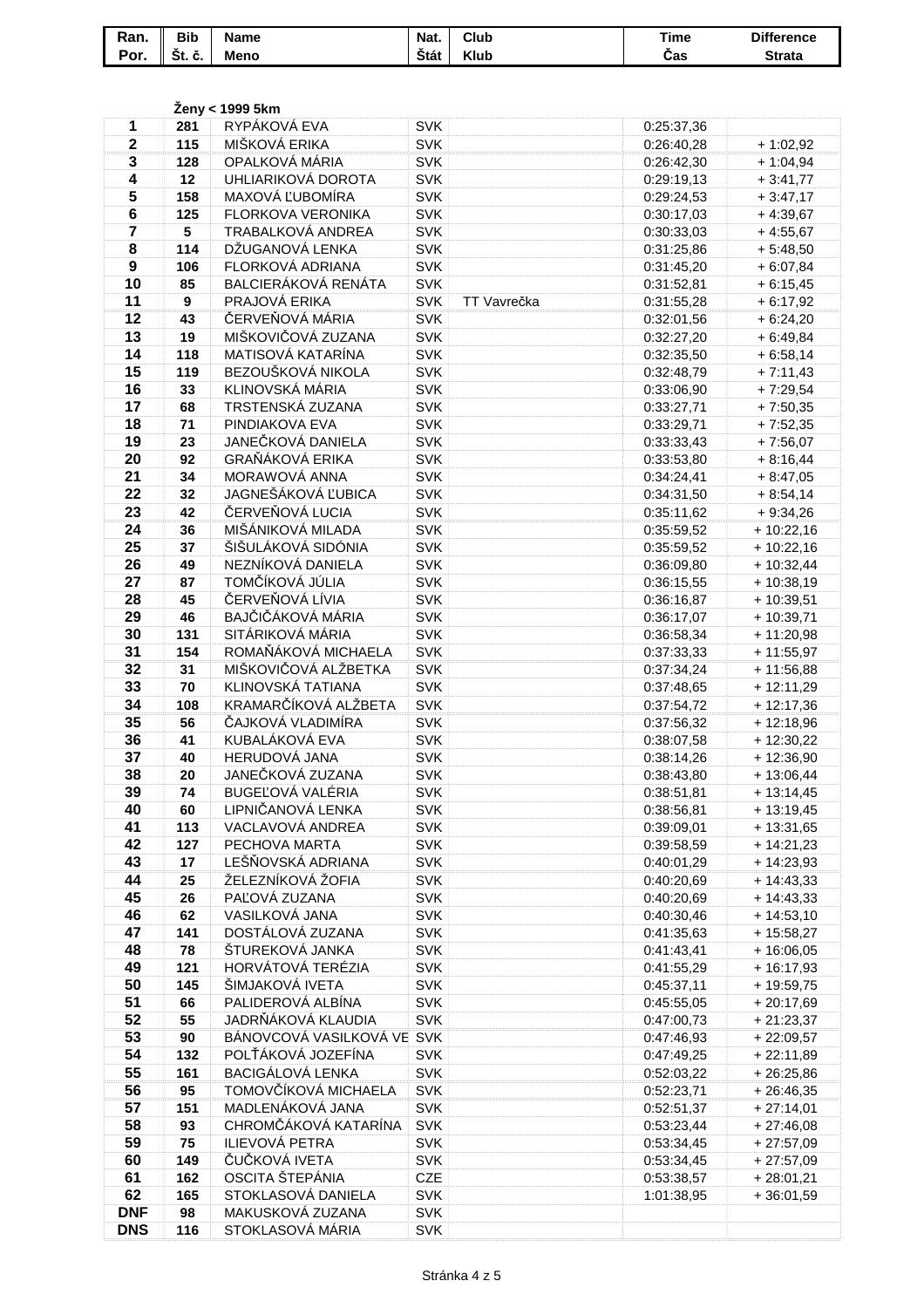| Ran. Por. | Bib Št. č. | Name Meno | Nat. Štát | Club Klub | Time Čas | Difference Strata |
|---|---|---|---|---|---|---|
| | | **Ženy < 1999 5km** | | | | |
| 1 | 281 | RYPÁKOVÁ EVA | SVK | | 0:25:37,36 | |
| 2 | 115 | MIŠKOVÁ ERIKA | SVK | | 0:26:40,28 | + 1:02,92 |
| 3 | 128 | OPALKOVÁ MÁRIA | SVK | | 0:26:42,30 | + 1:04,94 |
| 4 | 12 | UHLIARIKOVÁ DOROTA | SVK | | 0:29:19,13 | + 3:41,77 |
| 5 | 158 | MAXOVÁ ĽUBOMÍRA | SVK | | 0:29:24,53 | + 3:47,17 |
| 6 | 125 | FLORKOVA VERONIKA | SVK | | 0:30:17,03 | + 4:39,67 |
| 7 | 5 | TRABALKOVÁ ANDREA | SVK | | 0:30:33,03 | + 4:55,67 |
| 8 | 114 | DŽUGANOVÁ LENKA | SVK | | 0:31:25,86 | + 5:48,50 |
| 9 | 106 | FLORKOVÁ ADRIANA | SVK | | 0:31:45,20 | + 6:07,84 |
| 10 | 85 | BALCIERÁKOVÁ RENÁTA | SVK | | 0:31:52,81 | + 6:15,45 |
| 11 | 9 | PRAJOVÁ ERIKA | SVK | TT Vavrečka | 0:31:55,28 | + 6:17,92 |
| 12 | 43 | ČERVEŇOVÁ MÁRIA | SVK | | 0:32:01,56 | + 6:24,20 |
| 13 | 19 | MIŠKOVIČOVÁ ZUZANA | SVK | | 0:32:27,20 | + 6:49,84 |
| 14 | 118 | MATISOVÁ KATARÍNA | SVK | | 0:32:35,50 | + 6:58,14 |
| 15 | 119 | BEZOUŠKOVÁ NIKOLA | SVK | | 0:32:48,79 | + 7:11,43 |
| 16 | 33 | KLINOVSKÁ MÁRIA | SVK | | 0:33:06,90 | + 7:29,54 |
| 17 | 68 | TRSTENSKÁ ZUZANA | SVK | | 0:33:27,71 | + 7:50,35 |
| 18 | 71 | PINDIAKOVA EVA | SVK | | 0:33:29,71 | + 7:52,35 |
| 19 | 23 | JANEČKOVÁ DANIELA | SVK | | 0:33:33,43 | + 7:56,07 |
| 20 | 92 | GRAŇÁKOVÁ ERIKA | SVK | | 0:33:53,80 | + 8:16,44 |
| 21 | 34 | MORAWOVÁ ANNA | SVK | | 0:34:24,41 | + 8:47,05 |
| 22 | 32 | JAGNEŠÁKOVÁ ĽUBICA | SVK | | 0:34:31,50 | + 8:54,14 |
| 23 | 42 | ČERVEŇOVÁ LUCIA | SVK | | 0:35:11,62 | + 9:34,26 |
| 24 | 36 | MIŠÁNIKOVÁ MILADA | SVK | | 0:35:59,52 | + 10:22,16 |
| 25 | 37 | ŠIŠULÁKOVÁ SIDÓNIA | SVK | | 0:35:59,52 | + 10:22,16 |
| 26 | 49 | NEZNÍKOVÁ DANIELA | SVK | | 0:36:09,80 | + 10:32,44 |
| 27 | 87 | TOMČÍKOVÁ JÚLIA | SVK | | 0:36:15,55 | + 10:38,19 |
| 28 | 45 | ČERVEŇOVÁ LÍVIA | SVK | | 0:36:16,87 | + 10:39,51 |
| 29 | 46 | BAJČIČÁKOVÁ MÁRIA | SVK | | 0:36:17,07 | + 10:39,71 |
| 30 | 131 | SITÁRIKOVÁ MÁRIA | SVK | | 0:36:58,34 | + 11:20,98 |
| 31 | 154 | ROMAŇÁKOVÁ MICHAELA | SVK | | 0:37:33,33 | + 11:55,97 |
| 32 | 31 | MIŠKOVIČOVÁ ALŽBETKA | SVK | | 0:37:34,24 | + 11:56,88 |
| 33 | 70 | KLINOVSKÁ TATIANA | SVK | | 0:37:48,65 | + 12:11,29 |
| 34 | 108 | KRAMARČÍKOVÁ ALŽBETA | SVK | | 0:37:54,72 | + 12:17,36 |
| 35 | 56 | ČAJKOVÁ VLADIMÍRA | SVK | | 0:37:56,32 | + 12:18,96 |
| 36 | 41 | KUBALÁKOVÁ EVA | SVK | | 0:38:07,58 | + 12:30,22 |
| 37 | 40 | HERUDOVÁ JANA | SVK | | 0:38:14,26 | + 12:36,90 |
| 38 | 20 | JANEČKOVÁ ZUZANA | SVK | | 0:38:43,80 | + 13:06,44 |
| 39 | 74 | BUGEĽOVÁ VALÉRIA | SVK | | 0:38:51,81 | + 13:14,45 |
| 40 | 60 | LIPNIČANOVÁ LENKA | SVK | | 0:38:56,81 | + 13:19,45 |
| 41 | 113 | VACLAVOVÁ ANDREA | SVK | | 0:39:09,01 | + 13:31,65 |
| 42 | 127 | PECHOVA MARTA | SVK | | 0:39:58,59 | + 14:21,23 |
| 43 | 17 | LEŠŇOVSKÁ ADRIANA | SVK | | 0:40:01,29 | + 14:23,93 |
| 44 | 25 | ŽELEZNÍKOVÁ ŽOFIA | SVK | | 0:40:20,69 | + 14:43,33 |
| 45 | 26 | PAĽOVÁ ZUZANA | SVK | | 0:40:20,69 | + 14:43,33 |
| 46 | 62 | VASILKOVÁ JANA | SVK | | 0:40:30,46 | + 14:53,10 |
| 47 | 141 | DOSTÁLOVÁ ZUZANA | SVK | | 0:41:35,63 | + 15:58,27 |
| 48 | 78 | ŠTUREKOVÁ JANKA | SVK | | 0:41:43,41 | + 16:06,05 |
| 49 | 121 | HORVÁTOVÁ TERÉZIA | SVK | | 0:41:55,29 | + 16:17,93 |
| 50 | 145 | ŠIMJAKOVÁ IVETA | SVK | | 0:45:37,11 | + 19:59,75 |
| 51 | 66 | PALIDEROVÁ ALBÍNA | SVK | | 0:45:55,05 | + 20:17,69 |
| 52 | 55 | JADRŇÁKOVÁ KLAUDIA | SVK | | 0:47:00,73 | + 21:23,37 |
| 53 | 90 | BÁNOVCOVÁ VASILKOVÁ VE | SVK | | 0:47:46,93 | + 22:09,57 |
| 54 | 132 | POLŤÁKOVÁ JOZEFÍNA | SVK | | 0:47:49,25 | + 22:11,89 |
| 55 | 161 | BACIGÁLOVÁ LENKA | SVK | | 0:52:03,22 | + 26:25,86 |
| 56 | 95 | TOMOVČÍKOVÁ MICHAELA | SVK | | 0:52:23,71 | + 26:46,35 |
| 57 | 151 | MADLENÁKOVÁ JANA | SVK | | 0:52:51,37 | + 27:14,01 |
| 58 | 93 | CHROMČÁKOVÁ KATARÍNA | SVK | | 0:53:23,44 | + 27:46,08 |
| 59 | 75 | ILIEVOVÁ PETRA | SVK | | 0:53:34,45 | + 27:57,09 |
| 60 | 149 | ČUČKOVÁ IVETA | SVK | | 0:53:34,45 | + 27:57,09 |
| 61 | 162 | OSCITA ŠTEPÁNIA | CZE | | 0:53:38,57 | + 28:01,21 |
| 62 | 165 | STOKLASOVÁ DANIELA | SVK | | 1:01:38,95 | + 36:01,59 |
| DNF | 98 | MAKUSKOVÁ ZUZANA | SVK | | | |
| DNS | 116 | STOKLASOVÁ MÁRIA | SVK | | | |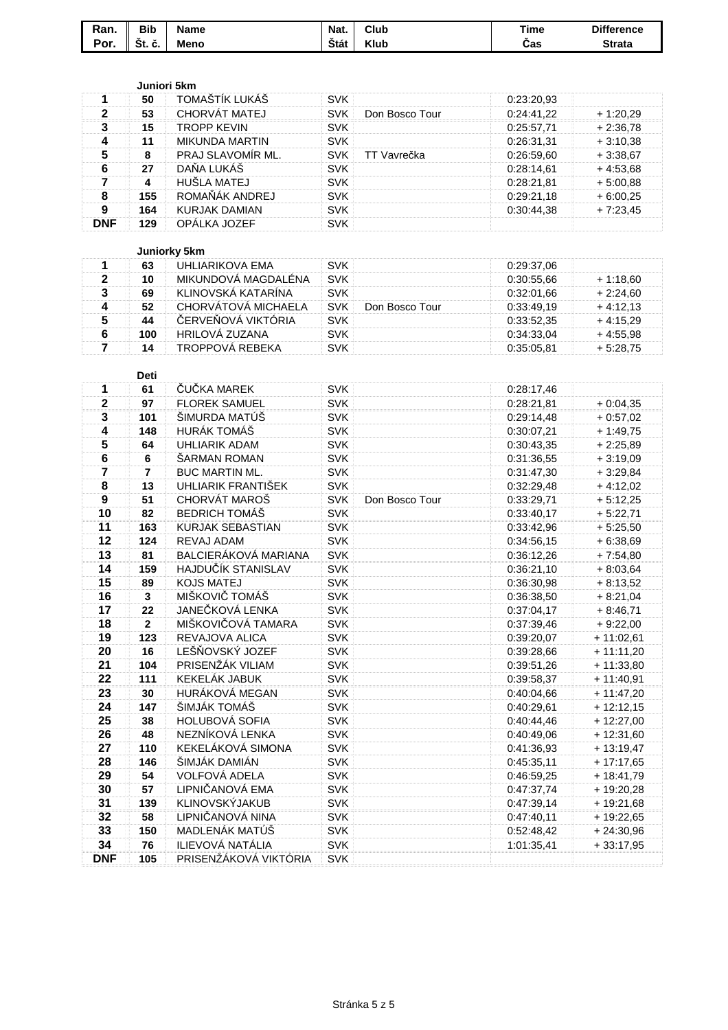| Ran. Por. | Bib Št. č. | Name Meno | Nat. Štát | Club Klub | Time Čas | Difference Strata |
|---|---|---|---|---|---|---|

**Juniori 5km**

| Ran. Por. | Bib Št. č. | Name Meno | Nat. Štát | Club Klub | Time Čas | Difference Strata |
|---|---|---|---|---|---|---|
| 1 | 50 | TOMAŠTÍK LUKÁŠ | SVK | | 0:23:20,93 | |
| 2 | 53 | CHORVÁT MATEJ | SVK | Don Bosco Tour | 0:24:41,22 | + 1:20,29 |
| 3 | 15 | TROPP KEVIN | SVK | | 0:25:57,71 | + 2:36,78 |
| 4 | 11 | MIKUNDA MARTIN | SVK | | 0:26:31,31 | + 3:10,38 |
| 5 | 8 | PRAJ SLAVOMÍR ML. | SVK | TT Vavrečka | 0:26:59,60 | + 3:38,67 |
| 6 | 27 | DAŇA LUKÁŠ | SVK | | 0:28:14,61 | + 4:53,68 |
| 7 | 4 | HUŠLA MATEJ | SVK | | 0:28:21,81 | + 5:00,88 |
| 8 | 155 | ROMAŇÁK ANDREJ | SVK | | 0:29:21,18 | + 6:00,25 |
| 9 | 164 | KURJAK DAMIAN | SVK | | 0:30:44,38 | + 7:23,45 |
| DNF | 129 | OPÁLKA JOZEF | SVK | | | |

**Juniorky 5km**

| Ran. Por. | Bib Št. č. | Name Meno | Nat. Štát | Club Klub | Time Čas | Difference Strata |
|---|---|---|---|---|---|---|
| 1 | 63 | UHLIARIKOVA EMA | SVK | | 0:29:37,06 | |
| 2 | 10 | MIKUNDOVÁ MAGDALÉNA | SVK | | 0:30:55,66 | + 1:18,60 |
| 3 | 69 | KLINOVSKÁ KATARÍNA | SVK | | 0:32:01,66 | + 2:24,60 |
| 4 | 52 | CHORVÁTOVÁ MICHAELA | SVK | Don Bosco Tour | 0:33:49,19 | + 4:12,13 |
| 5 | 44 | ČERVEŇOVÁ VIKTÓRIA | SVK | | 0:33:52,35 | + 4:15,29 |
| 6 | 100 | HRILOVÁ ZUZANA | SVK | | 0:34:33,04 | + 4:55,98 |
| 7 | 14 | TROPPOVÁ REBEKA | SVK | | 0:35:05,81 | + 5:28,75 |

**Deti**

| Ran. Por. | Bib Št. č. | Name Meno | Nat. Štát | Club Klub | Time Čas | Difference Strata |
|---|---|---|---|---|---|---|
| 1 | 61 | ČUČKA MAREK | SVK | | 0:28:17,46 | |
| 2 | 97 | FLOREK SAMUEL | SVK | | 0:28:21,81 | + 0:04,35 |
| 3 | 101 | ŠIMURDA MATÚŠ | SVK | | 0:29:14,48 | + 0:57,02 |
| 4 | 148 | HURÁK TOMÁŠ | SVK | | 0:30:07,21 | + 1:49,75 |
| 5 | 64 | UHLIARIK ADAM | SVK | | 0:30:43,35 | + 2:25,89 |
| 6 | 6 | ŠARMAN ROMAN | SVK | | 0:31:36,55 | + 3:19,09 |
| 7 | 7 | BUC MARTIN ML. | SVK | | 0:31:47,30 | + 3:29,84 |
| 8 | 13 | UHLIARIK FRANTIŠEK | SVK | | 0:32:29,48 | + 4:12,02 |
| 9 | 51 | CHORVÁT MAROŠ | SVK | Don Bosco Tour | 0:33:29,71 | + 5:12,25 |
| 10 | 82 | BEDRICH TOMÁŠ | SVK | | 0:33:40,17 | + 5:22,71 |
| 11 | 163 | KURJAK SEBASTIAN | SVK | | 0:33:42,96 | + 5:25,50 |
| 12 | 124 | REVAJ ADAM | SVK | | 0:34:56,15 | + 6:38,69 |
| 13 | 81 | BALCIERÁKOVÁ MARIANA | SVK | | 0:36:12,26 | + 7:54,80 |
| 14 | 159 | HAJDUČÍK STANISLAV | SVK | | 0:36:21,10 | + 8:03,64 |
| 15 | 89 | KOJS MATEJ | SVK | | 0:36:30,98 | + 8:13,52 |
| 16 | 3 | MIŠKOVIČ TOMÁŠ | SVK | | 0:36:38,50 | + 8:21,04 |
| 17 | 22 | JANEČKOVÁ LENKA | SVK | | 0:37:04,17 | + 8:46,71 |
| 18 | 2 | MIŠKOVIČOVÁ TAMARA | SVK | | 0:37:39,46 | + 9:22,00 |
| 19 | 123 | REVAJOVA ALICA | SVK | | 0:39:20,07 | + 11:02,61 |
| 20 | 16 | LEŠŇOVSKÝ JOZEF | SVK | | 0:39:28,66 | + 11:11,20 |
| 21 | 104 | PRISENŽÁK VILIAM | SVK | | 0:39:51,26 | + 11:33,80 |
| 22 | 111 | KEKELÁK JABUK | SVK | | 0:39:58,37 | + 11:40,91 |
| 23 | 30 | HURÁKOVÁ MEGAN | SVK | | 0:40:04,66 | + 11:47,20 |
| 24 | 147 | ŠIMJÁK TOMÁŠ | SVK | | 0:40:29,61 | + 12:12,15 |
| 25 | 38 | HOLUBOVÁ SOFIA | SVK | | 0:40:44,46 | + 12:27,00 |
| 26 | 48 | NEZNÍKOVÁ LENKA | SVK | | 0:40:49,06 | + 12:31,60 |
| 27 | 110 | KEKELÁKOVÁ SIMONA | SVK | | 0:41:36,93 | + 13:19,47 |
| 28 | 146 | ŠIMJÁK DAMIÁN | SVK | | 0:45:35,11 | + 17:17,65 |
| 29 | 54 | VOLFOVÁ ADELA | SVK | | 0:46:59,25 | + 18:41,79 |
| 30 | 57 | LIPNIČANOVÁ EMA | SVK | | 0:47:37,74 | + 19:20,28 |
| 31 | 139 | KLINOVSKÝJAKUB | SVK | | 0:47:39,14 | + 19:21,68 |
| 32 | 58 | LIPNIČANOVÁ NINA | SVK | | 0:47:40,11 | + 19:22,65 |
| 33 | 150 | MADLENÁK MATÚŠ | SVK | | 0:52:48,42 | + 24:30,96 |
| 34 | 76 | ILIEVOVÁ NATÁLIA | SVK | | 1:01:35,41 | + 33:17,95 |
| DNF | 105 | PRISENŽÁKOVÁ VIKTÓRIA | SVK | | | |